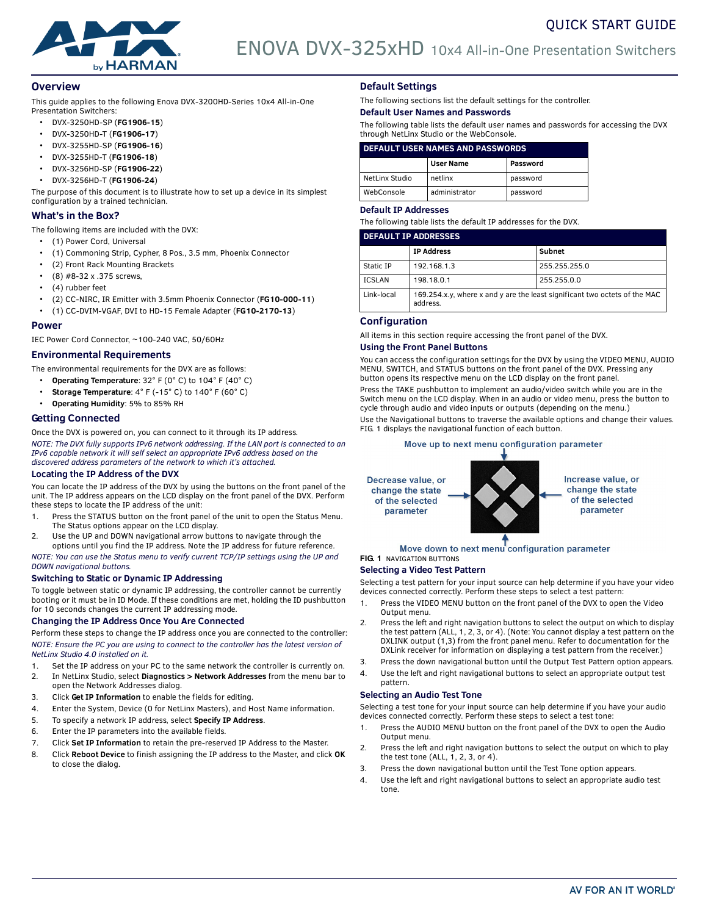# QUICK START GUIDE

# ENOVA DVX-325xHD 10x4 All-in-One Presentation Switchers

## Overview

This guide applies to the following Enova DVX-3200HD-Series 10x4 All-in-One Presentation Switchers:

- DVX-3250HD-SP (**FG1906-15**)
- DVX-3250HD-T (**FG1906-17**)
- DVX-3255HD-SP (**FG1906-16**)
- DVX-3255HD-T (**FG1906-18**)
- DVX-3256HD-SP (**FG1906-22**)
- DVX-3256HD-T (**FG1906-24**)

The purpose of this document is to illustrate how to set up a device in its simplest configuration by a trained technician.

## What's in the Box?

The following items are included with the DVX:

- (1) Power Cord, Universal
- (1) Commoning Strip, Cypher, 8 Pos., 3.5 mm, Phoenix Connector
- (2) Front Rack Mounting Brackets
- (8) #8-32 x .375 screws,
- (4) rubber feet
- (2) CC-NIRC, IR Emitter with 3.5mm Phoenix Connector (**FG10-000-11**)
- (1) CC-DVIM-VGAF, DVI to HD-15 Female Adapter (**FG10-2170-13**)

## Power

IEC Power Cord Connector, ~100-240 VAC, 50/60Hz

## Environmental Requirements

The environmental requirements for the DVX are as follows:

- **Operating Temperature**: 32° F (0° C) to 104° F (40° C)
- **Storage Temperature**: 4° F (-15° C) to 140° F (60° C)
- **Operating Humidity**: 5% to 85% RH

## Getting Connected

Once the DVX is powered on, you can connect to it through its IP address.

*NOTE: The DVX fully supports IPv6 network addressing. If the LAN port is connected to an IPv6 capable network it will self select an appropriate IPv6 address based on the discovered address parameters of the network to which it's attached.*

### Locating the IP Address of the DVX

You can locate the IP address of the DVX by using the buttons on the front panel of the unit. The IP address appears on the LCD display on the front panel of the DVX. Perform these steps to locate the IP address of the unit:

1. Press the STATUS button on the front panel of the unit to open the Status Menu. The Status options appear on the LCD display.
2. Use the UP and DOWN navigational arrow buttons to navigate through the options until you find the IP address. Note the IP address for future reference.

*NOTE: You can use the Status menu to verify current TCP/IP settings using the UP and DOWN navigational buttons.*

### Switching to Static or Dynamic IP Addressing

To toggle between static or dynamic IP addressing, the controller cannot be currently booting or it must be in ID Mode. If these conditions are met, holding the ID pushbutton for 10 seconds changes the current IP addressing mode.

### Changing the IP Address Once You Are Connected

Perform these steps to change the IP address once you are connected to the controller:

*NOTE: Ensure the PC you are using to connect to the controller has the latest version of NetLinx Studio 4.0 installed on it.*

1. Set the IP address on your PC to the same network the controller is currently on.
2. In NetLinx Studio, select **Diagnostics > Network Addresses** from the menu bar to open the Network Addresses dialog.
3. Click **Get IP Information** to enable the fields for editing.
4. Enter the System, Device (0 for NetLinx Masters), and Host Name information.
5. To specify a network IP address, select **Specify IP Address**.
6. Enter the IP parameters into the available fields.
7. Click **Set IP Information** to retain the pre-reserved IP Address to the Master.
8. Click **Reboot Device** to finish assigning the IP address to the Master, and click **OK** to close the dialog.

## Default Settings

The following sections list the default settings for the controller.

### Default User Names and Passwords

The following table lists the default user names and passwords for accessing the DVX through NetLinx Studio or the WebConsole.

**DEFAULT USER NAMES AND PASSWORDS**

| | User Name | Password |
|---|---|---|
| NetLinx Studio | netlinx | password |
| WebConsole | administrator | password |

### Default IP Addresses

The following table lists the default IP addresses for the DVX.

**DEFAULT IP ADDRESSES**

| | IP Address | Subnet |
|---|---|---|
| Static IP | 192.168.1.3 | 255.255.255.0 |
| ICSLAN | 198.18.0.1 | 255.255.0.0 |
| Link-local | 169.254.x.y, where x and y are the least significant two octets of the MAC address. | |

## Configuration

All items in this section require accessing the front panel of the DVX.

### Using the Front Panel Buttons

You can access the configuration settings for the DVX by using the VIDEO MENU, AUDIO MENU, SWITCH, and STATUS buttons on the front panel of the DVX. Pressing any button opens its respective menu on the LCD display on the front panel.

Press the TAKE pushbutton to implement an audio/video switch while you are in the Switch menu on the LCD display. When in an audio or video menu, press the button to cycle through audio and video inputs or outputs (depending on the menu.)

Use the Navigational buttons to traverse the available options and change their values. FIG. 1 displays the navigational function of each button.

Move up to next menu configuration parameter

Decrease value, or change the state of the selected parameter

Increase value, or change the state of the selected parameter

Move down to next menu configuration parameter

**FIG. 1** NAVIGATION BUTTONS

### Selecting a Video Test Pattern

Selecting a test pattern for your input source can help determine if you have your video devices connected correctly. Perform these steps to select a test pattern:

1. Press the VIDEO MENU button on the front panel of the DVX to open the Video Output menu.
2. Press the left and right navigation buttons to select the output on which to display the test pattern (ALL, 1, 2, 3, or 4). (Note: You cannot display a test pattern on the DXLINK output (1,3) from the front panel menu. Refer to documentation for the DXLink receiver for information on displaying a test pattern from the receiver.)
3. Press the down navigational button until the Output Test Pattern option appears.
4. Use the left and right navigational buttons to select an appropriate output test pattern.

### Selecting an Audio Test Tone

Selecting a test tone for your input source can help determine if you have your audio devices connected correctly. Perform these steps to select a test tone:

1. Press the AUDIO MENU button on the front panel of the DVX to open the Audio Output menu.
2. Press the left and right navigation buttons to select the output on which to play the test tone (ALL, 1, 2, 3, or 4).
3. Press the down navigational button until the Test Tone option appears.
4. Use the left and right navigational buttons to select an appropriate audio test tone.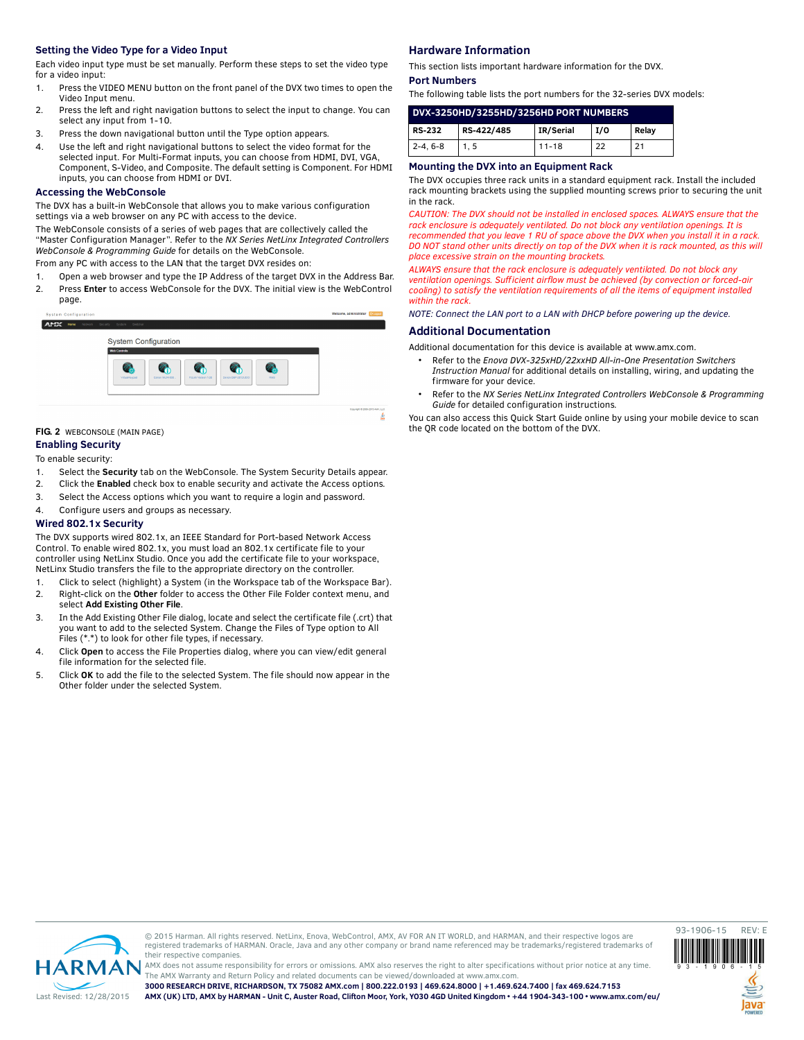## Setting the Video Type for a Video Input

Each video input type must be set manually. Perform these steps to set the video type for a video input:

1. Press the VIDEO MENU button on the front panel of the DVX two times to open the Video Input menu.
2. Press the left and right navigation buttons to select the input to change. You can select any input from 1-10.
3. Press the down navigational button until the Type option appears.
4. Use the left and right navigational buttons to select the video format for the selected input. For Multi-Format inputs, you can choose from HDMI, DVI, VGA, Component, S-Video, and Composite. The default setting is Component. For HDMI inputs, you can choose from HDMI or DVI.

## Accessing the WebConsole

The DVX has a built-in WebConsole that allows you to make various configuration settings via a web browser on any PC with access to the device.

The WebConsole consists of a series of web pages that are collectively called the "Master Configuration Manager". Refer to the *NX Series NetLinx Integrated Controllers WebConsole & Programming Guide* for details on the WebConsole.

From any PC with access to the LAN that the target DVX resides on:

1. Open a web browser and type the IP Address of the target DVX in the Address Bar.
2. Press **Enter** to access WebConsole for the DVX. The initial view is the WebControl page.

**FIG. 2** WEBCONSOLE (MAIN PAGE)

## Enabling Security

To enable security:

1. Select the **Security** tab on the WebConsole. The System Security Details appear.
2. Click the **Enabled** check box to enable security and activate the Access options.
3. Select the Access options which you want to require a login and password.
4. Configure users and groups as necessary.

## Wired 802.1x Security

The DVX supports wired 802.1x, an IEEE Standard for Port-based Network Access Control. To enable wired 802.1x, you must load an 802.1x certificate file to your controller using NetLinx Studio. Once you add the certificate file to your workspace, NetLinx Studio transfers the file to the appropriate directory on the controller.

1. Click to select (highlight) a System (in the Workspace tab of the Workspace Bar).
2. Right-click on the **Other** folder to access the Other File Folder context menu, and select **Add Existing Other File**.
3. In the Add Existing Other File dialog, locate and select the certificate file (.crt) that you want to add to the selected System. Change the Files of Type option to All Files (*.*) to look for other file types, if necessary.
4. Click **Open** to access the File Properties dialog, where you can view/edit general file information for the selected file.
5. Click **OK** to add the file to the selected System. The file should now appear in the Other folder under the selected System.

## Hardware Information

This section lists important hardware information for the DVX.

### Port Numbers

The following table lists the port numbers for the 32-series DVX models:

| DVX-3250HD/3255HD/3256HD PORT NUMBERS | | | | |
|---|---|---|---|---|
| **RS-232** | **RS-422/485** | **IR/Serial** | **I/O** | **Relay** |
| 2-4, 6-8 | 1, 5 | 11-18 | 22 | 21 |

### Mounting the DVX into an Equipment Rack

The DVX occupies three rack units in a standard equipment rack. Install the included rack mounting brackets using the supplied mounting screws prior to securing the unit in the rack.

*CAUTION: The DVX should not be installed in enclosed spaces. ALWAYS ensure that the rack enclosure is adequately ventilated. Do not block any ventilation openings. It is recommended that you leave 1 RU of space above the DVX when you install it in a rack. DO NOT stand other units directly on top of the DVX when it is rack mounted, as this will place excessive strain on the mounting brackets.*

*ALWAYS ensure that the rack enclosure is adequately ventilated. Do not block any ventilation openings. Sufficient airflow must be achieved (by convection or forced-air cooling) to satisfy the ventilation requirements of all the items of equipment installed within the rack.*

*NOTE: Connect the LAN port to a LAN with DHCP before powering up the device.*

## Additional Documentation

Additional documentation for this device is available at www.amx.com.

- Refer to the *Enova DVX-325xHD/22xxHD All-in-One Presentation Switchers Instruction Manual* for additional details on installing, wiring, and updating the firmware for your device.
- Refer to the *NX Series NetLinx Integrated Controllers WebConsole & Programming Guide* for detailed configuration instructions.

You can also access this Quick Start Guide online by using your mobile device to scan the QR code located on the bottom of the DVX.

© 2015 Harman. All rights reserved. NetLinx, Enova, WebControl, AMX, AV FOR AN IT WORLD, and HARMAN, and their respective logos are registered trademarks of HARMAN. Oracle, Java and any other company or brand name referenced may be trademarks/registered trademarks of their respective companies.
AMX does not assume responsibility for errors or omissions. AMX also reserves the right to alter specifications without prior notice at any time.
The AMX Warranty and Return Policy and related documents can be viewed/downloaded at www.amx.com.
**3000 RESEARCH DRIVE, RICHARDSON, TX 75082 AMX.com | 800.222.0193 | 469.624.8000 | +1.469.624.7400 | fax 469.624.7153**
**AMX (UK) LTD, AMX by HARMAN - Unit C, Auster Road, Clifton Moor, York, YO30 4GD United Kingdom • +44 1904-343-100 • www.amx.com/eu/**

Last Revised: 12/28/2015

93-1906-15 REV: E